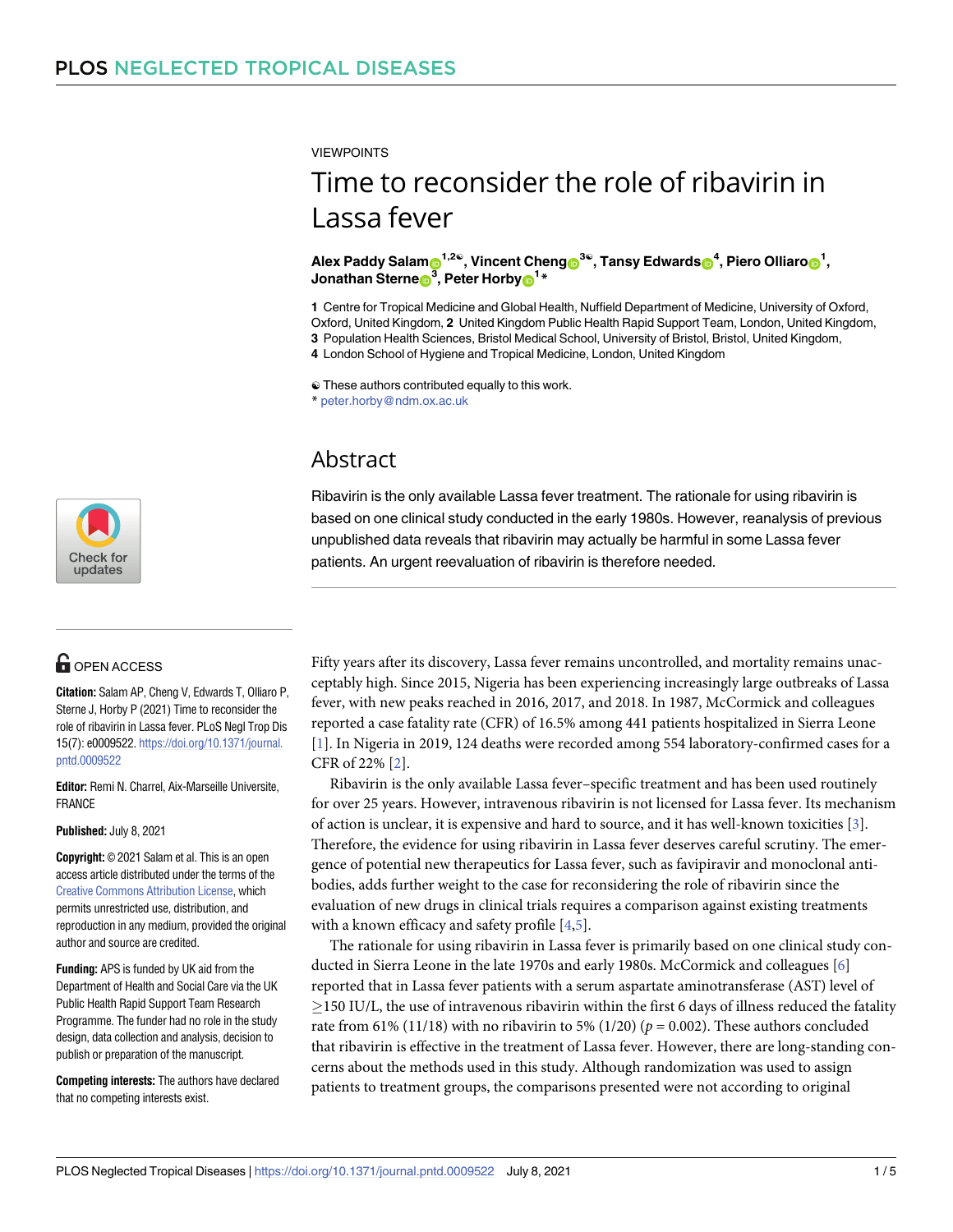VIEWPOINTS

# Time to reconsider the role of ribavirin in Lassa fever

**Alex Paddy Salam[1,2☯], Vincent Cheng[3☯], Tansy Edwards[4], Piero Olliaro[1], Jonathan Sterne[3], Peter Horby[1*]**

**1** Centre for Tropical Medicine and Global Health, Nuffield Department of Medicine, University of Oxford, Oxford, United Kingdom, **2** United Kingdom Public Health Rapid Support Team, London, United Kingdom, **3** Population Health Sciences, Bristol Medical School, University of Bristol, Bristol, United Kingdom, **4** London School of Hygiene and Tropical Medicine, London, United Kingdom

☯ These authors contributed equally to this work.
* peter.horby@ndm.ox.ac.uk

## Abstract

Ribavirin is the only available Lassa fever treatment. The rationale for using ribavirin is based on one clinical study conducted in the early 1980s. However, reanalysis of previous unpublished data reveals that ribavirin may actually be harmful in some Lassa fever patients. An urgent reevaluation of ribavirin is therefore needed.

OPEN ACCESS

**Citation:** Salam AP, Cheng V, Edwards T, Olliaro P, Sterne J, Horby P (2021) Time to reconsider the role of ribavirin in Lassa fever. PLoS Negl Trop Dis 15(7): e0009522. https://doi.org/10.1371/journal.pntd.0009522

**Editor:** Remi N. Charrel, Aix-Marseille Universite, FRANCE

**Published:** July 8, 2021

**Copyright:** © 2021 Salam et al. This is an open access article distributed under the terms of the Creative Commons Attribution License, which permits unrestricted use, distribution, and reproduction in any medium, provided the original author and source are credited.

**Funding:** APS is funded by UK aid from the Department of Health and Social Care via the UK Public Health Rapid Support Team Research Programme. The funder had no role in the study design, data collection and analysis, decision to publish or preparation of the manuscript.

**Competing interests:** The authors have declared that no competing interests exist.

Fifty years after its discovery, Lassa fever remains uncontrolled, and mortality remains unacceptably high. Since 2015, Nigeria has been experiencing increasingly large outbreaks of Lassa fever, with new peaks reached in 2016, 2017, and 2018. In 1987, McCormick and colleagues reported a case fatality rate (CFR) of 16.5% among 441 patients hospitalized in Sierra Leone [1]. In Nigeria in 2019, 124 deaths were recorded among 554 laboratory-confirmed cases for a CFR of 22% [2].

Ribavirin is the only available Lassa fever–specific treatment and has been used routinely for over 25 years. However, intravenous ribavirin is not licensed for Lassa fever. Its mechanism of action is unclear, it is expensive and hard to source, and it has well-known toxicities [3]. Therefore, the evidence for using ribavirin in Lassa fever deserves careful scrutiny. The emergence of potential new therapeutics for Lassa fever, such as favipiravir and monoclonal antibodies, adds further weight to the case for reconsidering the role of ribavirin since the evaluation of new drugs in clinical trials requires a comparison against existing treatments with a known efficacy and safety profile [4,5].

The rationale for using ribavirin in Lassa fever is primarily based on one clinical study conducted in Sierra Leone in the late 1970s and early 1980s. McCormick and colleagues [6] reported that in Lassa fever patients with a serum aspartate aminotransferase (AST) level of $\geq$150 IU/L, the use of intravenous ribavirin within the first 6 days of illness reduced the fatality rate from 61% (11/18) with no ribavirin to 5% (1/20) ($p = 0.002$). These authors concluded that ribavirin is effective in the treatment of Lassa fever. However, there are long-standing concerns about the methods used in this study. Although randomization was used to assign patients to treatment groups, the comparisons presented were not according to original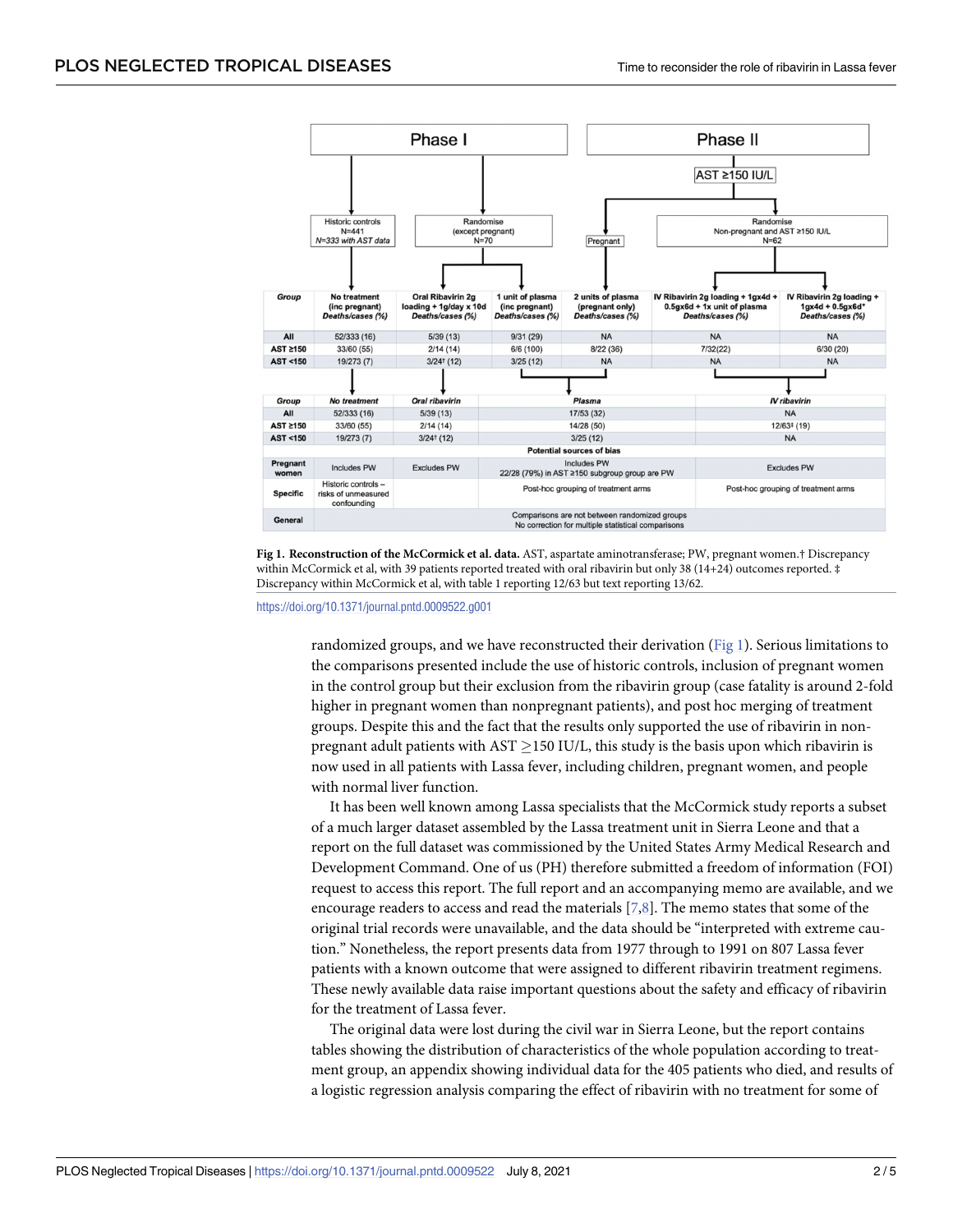| Group | No treatment (inc pregnant) Deaths/cases (%) | Oral Ribavirin 2g loading + 1g/day x 10d Deaths/cases (%) | 1 unit of plasma (inc pregnant) Deaths/cases (%) | 2 units of plasma (pregnant only) Deaths/cases (%) | IV Ribavirin 2g loading + 1gx4d + 0.5gx6d + 1x unit of plasma Deaths/cases (%) | IV Ribavirin 2g loading + 1gx4d + 0.5gx6d* Deaths/cases (%) |
|---|---|---|---|---|---|---|
| All | 52/333 (16) | 5/39 (13) | 9/31 (29) | NA | NA | NA |
| AST ≥150 | 33/60 (55) | 2/14 (14) | 6/6 (100) | 8/22 (36) | 7/32(22) | 6/30 (20) |
| AST <150 | 19/273 (7) | 3/24† (12) | 3/25 (12) | NA | NA | NA |

| Group | No treatment | Oral ribavirin | Plasma | IV ribavirin |
|---|---|---|---|---|
| All | 52/333 (16) | 5/39 (13) | 17/53 (32) | NA |
| AST ≥150 | 33/60 (55) | 2/14 (14) | 14/28 (50) | 12/63‡ (19) |
| AST <150 | 19/273 (7) | 3/24† (12) | 3/25 (12) | NA |
| **Potential sources of bias** | | | | |
| Pregnant women | Includes PW | Excludes PW | Includes PW 22/28 (79%) in AST ≥150 subgroup group are PW | Excludes PW |
| Specific | Historic controls – risks of unmeasured confounding | | Post-hoc grouping of treatment arms | Post-hoc grouping of treatment arms |
| General | Comparisons are not between randomized groups. No correction for multiple statistical comparisons | | | |

**Fig 1. Reconstruction of the McCormick et al. data.** AST, aspartate aminotransferase; PW, pregnant women.† Discrepancy within McCormick et al, with 39 patients reported treated with oral ribavirin but only 38 (14+24) outcomes reported. ‡ Discrepancy within McCormick et al, with table 1 reporting 12/63 but text reporting 13/62.

https://doi.org/10.1371/journal.pntd.0009522.g001

randomized groups, and we have reconstructed their derivation (Fig 1). Serious limitations to the comparisons presented include the use of historic controls, inclusion of pregnant women in the control group but their exclusion from the ribavirin group (case fatality is around 2-fold higher in pregnant women than nonpregnant patients), and post hoc merging of treatment groups. Despite this and the fact that the results only supported the use of ribavirin in non-pregnant adult patients with AST $\geq$150 IU/L, this study is the basis upon which ribavirin is now used in all patients with Lassa fever, including children, pregnant women, and people with normal liver function.

It has been well known among Lassa specialists that the McCormick study reports a subset of a much larger dataset assembled by the Lassa treatment unit in Sierra Leone and that a report on the full dataset was commissioned by the United States Army Medical Research and Development Command. One of us (PH) therefore submitted a freedom of information (FOI) request to access this report. The full report and an accompanying memo are available, and we encourage readers to access and read the materials [7,8]. The memo states that some of the original trial records were unavailable, and the data should be "interpreted with extreme caution." Nonetheless, the report presents data from 1977 through to 1991 on 807 Lassa fever patients with a known outcome that were assigned to different ribavirin treatment regimens. These newly available data raise important questions about the safety and efficacy of ribavirin for the treatment of Lassa fever.

The original data were lost during the civil war in Sierra Leone, but the report contains tables showing the distribution of characteristics of the whole population according to treatment group, an appendix showing individual data for the 405 patients who died, and results of a logistic regression analysis comparing the effect of ribavirin with no treatment for some of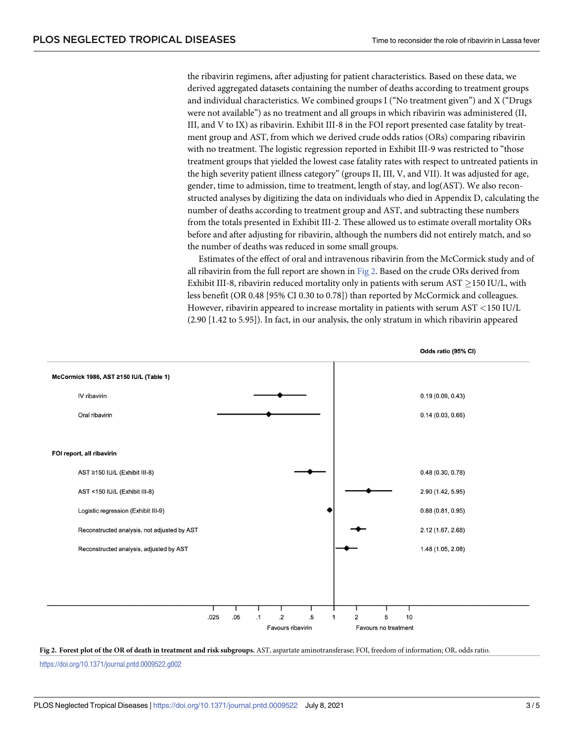the ribavirin regimens, after adjusting for patient characteristics. Based on these data, we derived aggregated datasets containing the number of deaths according to treatment groups and individual characteristics. We combined groups I ("No treatment given") and X ("Drugs were not available") as no treatment and all groups in which ribavirin was administered (II, III, and V to IX) as ribavirin. Exhibit III-8 in the FOI report presented case fatality by treatment group and AST, from which we derived crude odds ratios (ORs) comparing ribavirin with no treatment. The logistic regression reported in Exhibit III-9 was restricted to "those treatment groups that yielded the lowest case fatality rates with respect to untreated patients in the high severity patient illness category" (groups II, III, V, and VII). It was adjusted for age, gender, time to admission, time to treatment, length of stay, and log(AST). We also reconstructed analyses by digitizing the data on individuals who died in Appendix D, calculating the number of deaths according to treatment group and AST, and subtracting these numbers from the totals presented in Exhibit III-2. These allowed us to estimate overall mortality ORs before and after adjusting for ribavirin, although the numbers did not entirely match, and so the number of deaths was reduced in some small groups.

Estimates of the effect of oral and intravenous ribavirin from the McCormick study and of all ribavirin from the full report are shown in Fig 2. Based on the crude ORs derived from Exhibit III-8, ribavirin reduced mortality only in patients with serum AST $\geq$150 IU/L, with less benefit (OR 0.48 [95% CI 0.30 to 0.78]) than reported by McCormick and colleagues. However, ribavirin appeared to increase mortality in patients with serum AST <150 IU/L (2.90 [1.42 to 5.95]). In fact, in our analysis, the only stratum in which ribavirin appeared

| | Odds ratio (95% CI) |
|---|---|
| **McCormick 1986, AST ≥150 IU/L (Table 1)** | |
| IV ribavirin | 0.19 (0.09, 0.43) |
| Oral ribavirin | 0.14 (0.03, 0.66) |
| **FOI report, all ribavirin** | |
| AST ≥150 IU/L (Exhibit III-8) | 0.48 (0.30, 0.78) |
| AST <150 IU/L (Exhibit III-8) | 2.90 (1.42, 5.95) |
| Logistic regression (Exhibit III-9) | 0.88 (0.81, 0.95) |
| Reconstructed analysis, not adjusted by AST | 2.12 (1.67, 2.68) |
| Reconstructed analysis, adjusted by AST | 1.48 (1.05, 2.08) |

Favours ribavirin ← 1 → Favours no treatment

**Fig 2. Forest plot of the OR of death in treatment and risk subgroups.** AST, aspartate aminotransferase; FOI, freedom of information; OR, odds ratio.

https://doi.org/10.1371/journal.pntd.0009522.g002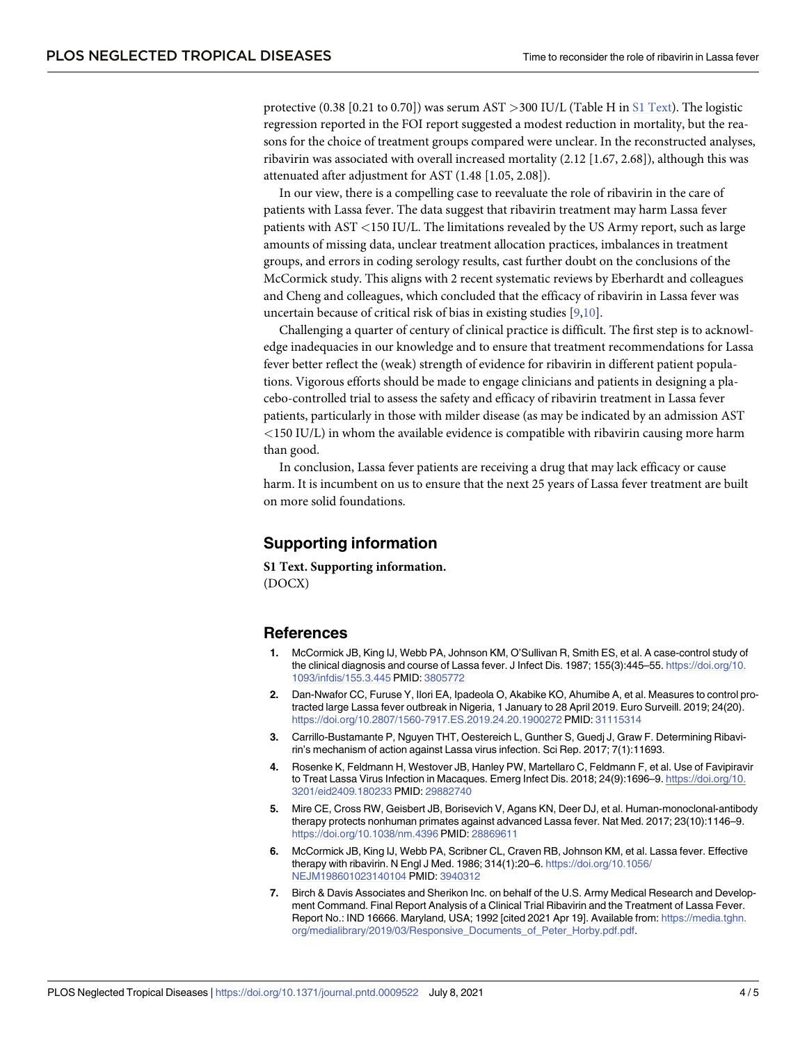protective (0.38 [0.21 to 0.70]) was serum AST >300 IU/L (Table H in S1 Text). The logistic regression reported in the FOI report suggested a modest reduction in mortality, but the reasons for the choice of treatment groups compared were unclear. In the reconstructed analyses, ribavirin was associated with overall increased mortality (2.12 [1.67, 2.68]), although this was attenuated after adjustment for AST (1.48 [1.05, 2.08]).

In our view, there is a compelling case to reevaluate the role of ribavirin in the care of patients with Lassa fever. The data suggest that ribavirin treatment may harm Lassa fever patients with AST <150 IU/L. The limitations revealed by the US Army report, such as large amounts of missing data, unclear treatment allocation practices, imbalances in treatment groups, and errors in coding serology results, cast further doubt on the conclusions of the McCormick study. This aligns with 2 recent systematic reviews by Eberhardt and colleagues and Cheng and colleagues, which concluded that the efficacy of ribavirin in Lassa fever was uncertain because of critical risk of bias in existing studies [9,10].

Challenging a quarter of century of clinical practice is difficult. The first step is to acknowledge inadequacies in our knowledge and to ensure that treatment recommendations for Lassa fever better reflect the (weak) strength of evidence for ribavirin in different patient populations. Vigorous efforts should be made to engage clinicians and patients in designing a placebo-controlled trial to assess the safety and efficacy of ribavirin treatment in Lassa fever patients, particularly in those with milder disease (as may be indicated by an admission AST <150 IU/L) in whom the available evidence is compatible with ribavirin causing more harm than good.

In conclusion, Lassa fever patients are receiving a drug that may lack efficacy or cause harm. It is incumbent on us to ensure that the next 25 years of Lassa fever treatment are built on more solid foundations.

## Supporting information

**S1 Text. Supporting information.**
(DOCX)

## References

1. McCormick JB, King IJ, Webb PA, Johnson KM, O'Sullivan R, Smith ES, et al. A case-control study of the clinical diagnosis and course of Lassa fever. J Infect Dis. 1987; 155(3):445–55. https://doi.org/10.1093/infdis/155.3.445 PMID: 3805772
2. Dan-Nwafor CC, Furuse Y, Ilori EA, Ipadeola O, Akabike KO, Ahumibe A, et al. Measures to control protracted large Lassa fever outbreak in Nigeria, 1 January to 28 April 2019. Euro Surveill. 2019; 24(20). https://doi.org/10.2807/1560-7917.ES.2019.24.20.1900272 PMID: 31115314
3. Carrillo-Bustamante P, Nguyen THT, Oestereich L, Gunther S, Guedj J, Graw F. Determining Ribavirin's mechanism of action against Lassa virus infection. Sci Rep. 2017; 7(1):11693.
4. Rosenke K, Feldmann H, Westover JB, Hanley PW, Martellaro C, Feldmann F, et al. Use of Favipiravir to Treat Lassa Virus Infection in Macaques. Emerg Infect Dis. 2018; 24(9):1696–9. https://doi.org/10.3201/eid2409.180233 PMID: 29882740
5. Mire CE, Cross RW, Geisbert JB, Borisevich V, Agans KN, Deer DJ, et al. Human-monoclonal-antibody therapy protects nonhuman primates against advanced Lassa fever. Nat Med. 2017; 23(10):1146–9. https://doi.org/10.1038/nm.4396 PMID: 28869611
6. McCormick JB, King IJ, Webb PA, Scribner CL, Craven RB, Johnson KM, et al. Lassa fever. Effective therapy with ribavirin. N Engl J Med. 1986; 314(1):20–6. https://doi.org/10.1056/NEJM198601023140104 PMID: 3940312
7. Birch & Davis Associates and Sherikon Inc. on behalf of the U.S. Army Medical Research and Development Command. Final Report Analysis of a Clinical Trial Ribavirin and the Treatment of Lassa Fever. Report No.: IND 16666. Maryland, USA; 1992 [cited 2021 Apr 19]. Available from: https://media.tghn.org/medialibrary/2019/03/Responsive_Documents_of_Peter_Horby.pdf.pdf.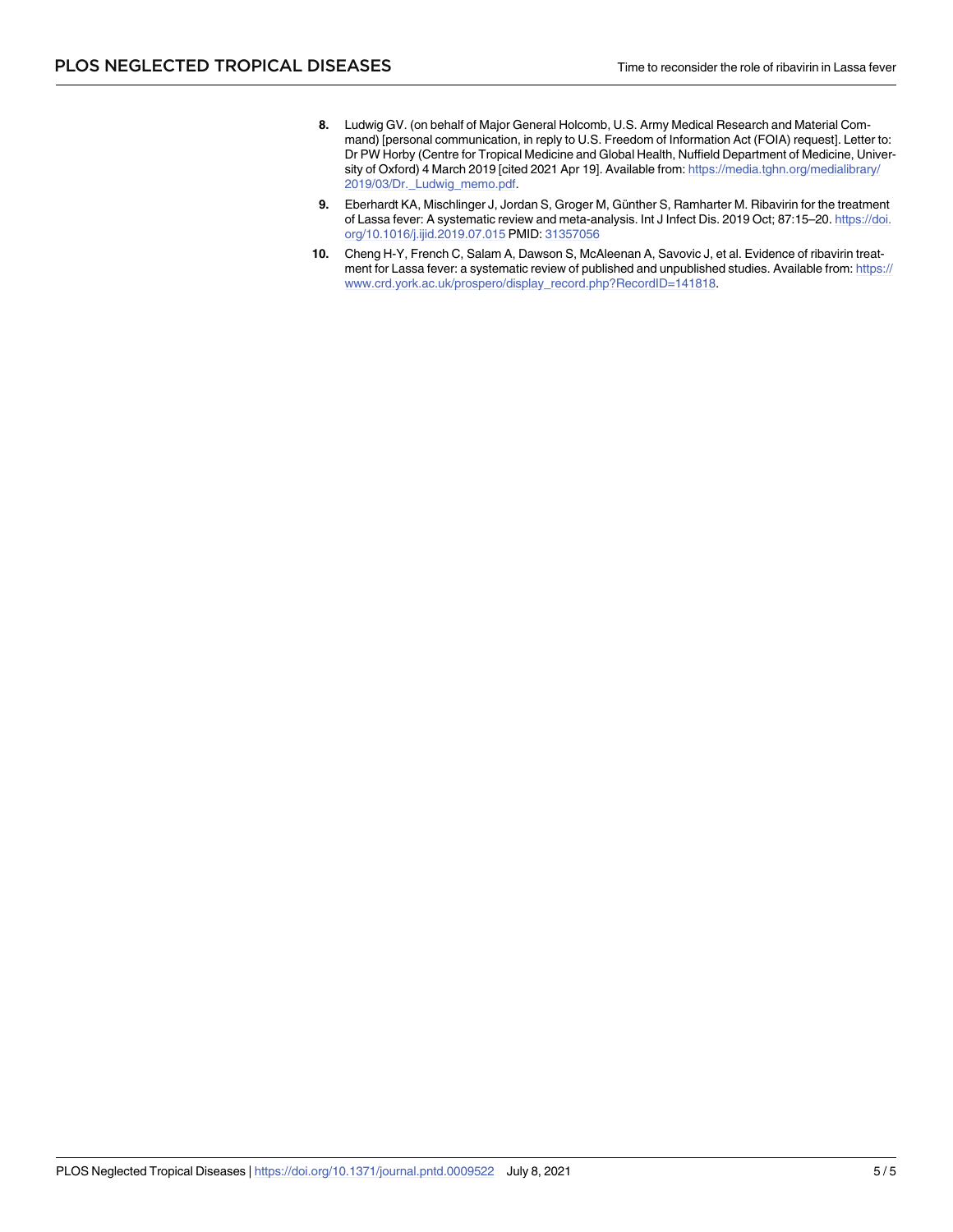8. Ludwig GV. (on behalf of Major General Holcomb, U.S. Army Medical Research and Material Command) [personal communication, in reply to U.S. Freedom of Information Act (FOIA) request]. Letter to: Dr PW Horby (Centre for Tropical Medicine and Global Health, Nuffield Department of Medicine, University of Oxford) 4 March 2019 [cited 2021 Apr 19]. Available from: https://media.tghn.org/medialibrary/2019/03/Dr._Ludwig_memo.pdf.

9. Eberhardt KA, Mischlinger J, Jordan S, Groger M, Günther S, Ramharter M. Ribavirin for the treatment of Lassa fever: A systematic review and meta-analysis. Int J Infect Dis. 2019 Oct; 87:15–20. https://doi.org/10.1016/j.ijid.2019.07.015 PMID: 31357056

10. Cheng H-Y, French C, Salam A, Dawson S, McAleenan A, Savovic J, et al. Evidence of ribavirin treatment for Lassa fever: a systematic review of published and unpublished studies. Available from: https://www.crd.york.ac.uk/prospero/display_record.php?RecordID=141818.